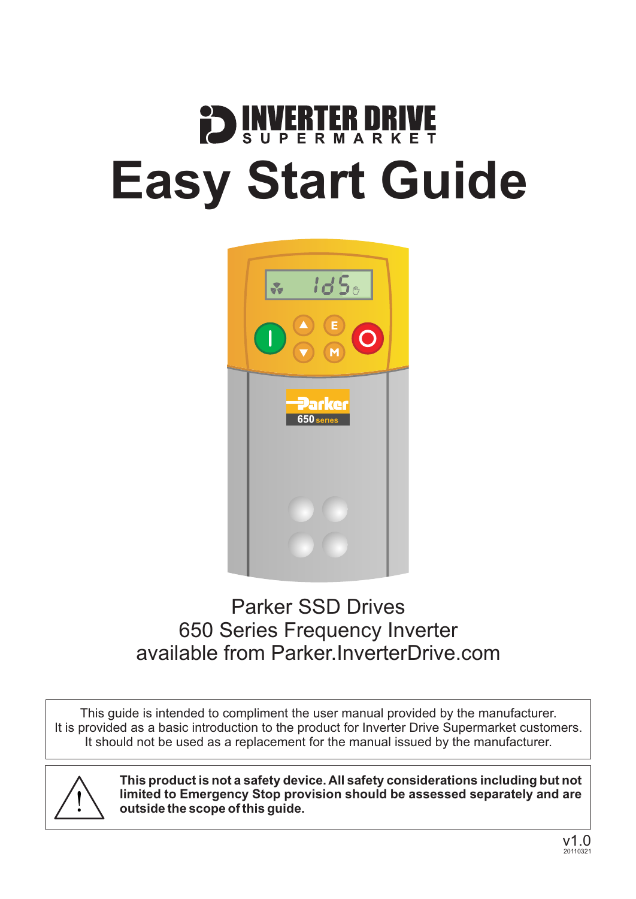INVERTER DRIVE SUPERMARKET

# Easy Start Guide

Parker SSD Drives
650 Series Frequency Inverter
available from Parker.InverterDrive.com

This guide is intended to compliment the user manual provided by the manufacturer.
It is provided as a basic introduction to the product for Inverter Drive Supermarket customers.
It should not be used as a replacement for the manual issued by the manufacturer.

**This product is not a safety device. All safety considerations including but not limited to Emergency Stop provision should be assessed separately and are outside the scope of this guide.**

v1.0
20110321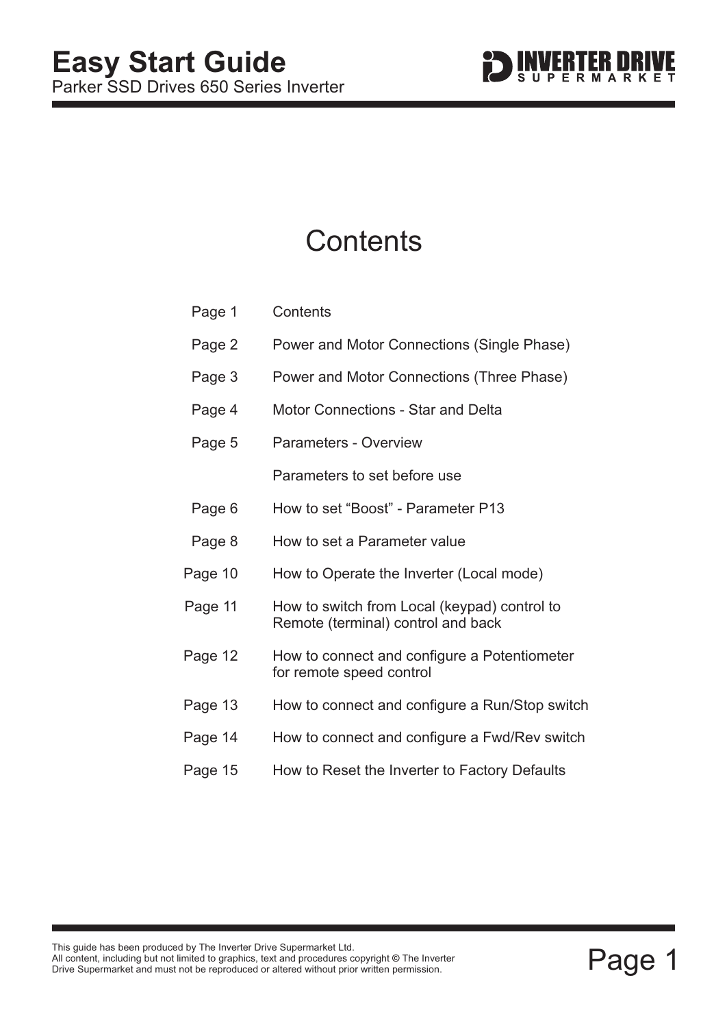# Easy Start Guide

Parker SSD Drives 650 Series Inverter

## Contents

| | |
|---|---|
| Page 1 | Contents |
| Page 2 | Power and Motor Connections (Single Phase) |
| Page 3 | Power and Motor Connections (Three Phase) |
| Page 4 | Motor Connections - Star and Delta |
| Page 5 | Parameters - Overview |
| | Parameters to set before use |
| Page 6 | How to set “Boost” - Parameter P13 |
| Page 8 | How to set a Parameter value |
| Page 10 | How to Operate the Inverter (Local mode) |
| Page 11 | How to switch from Local (keypad) control to Remote (terminal) control and back |
| Page 12 | How to connect and configure a Potentiometer for remote speed control |
| Page 13 | How to connect and configure a Run/Stop switch |
| Page 14 | How to connect and configure a Fwd/Rev switch |
| Page 15 | How to Reset the Inverter to Factory Defaults |

This guide has been produced by The Inverter Drive Supermarket Ltd.
All content, including but not limited to graphics, text and procedures copyright © The Inverter Drive Supermarket and must not be reproduced or altered without prior written permission.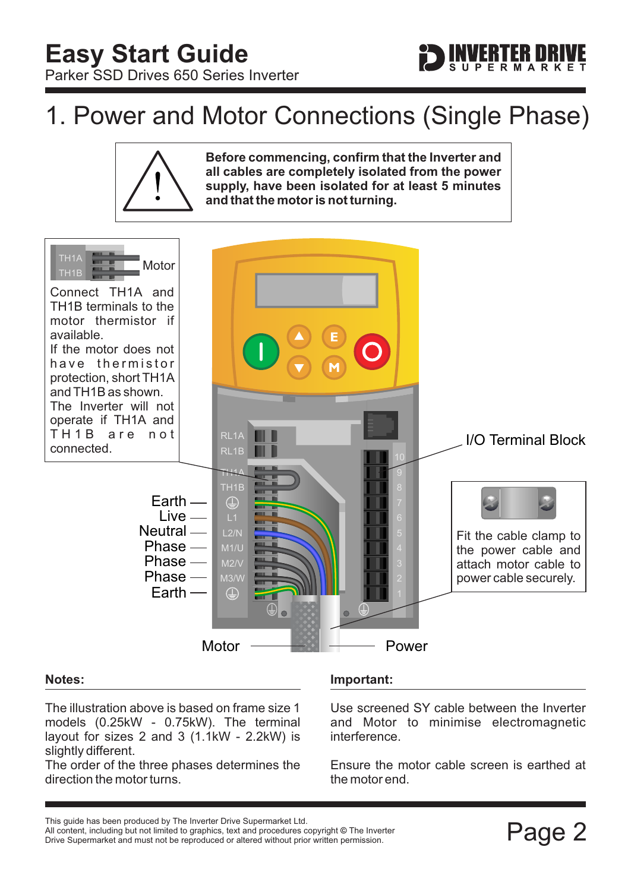## Easy Start Guide
Parker SSD Drives 650 Series Inverter

# 1. Power and Motor Connections (Single Phase)

**Before commencing, confirm that the Inverter and all cables are completely isolated from the power supply, have been isolated for at least 5 minutes and that the motor is not turning.**

TH1A
TH1B
Motor

Connect TH1A and TH1B terminals to the motor thermistor if available.
If the motor does not have thermistor protection, short TH1A and TH1B as shown.
The Inverter will not operate if TH1A and TH1B are not connected.

RL1A
RL1B
TH1A
TH1B

Earth
Live — L1
Neutral — L2/N
Phase — M1/U
Phase — M2/V
Phase — M3/W
Earth

I/O Terminal Block

10 9 8 7 6 5 4 3 2 1

Fit the cable clamp to the power cable and attach motor cable to power cable securely.

Motor
Power

**Notes:**

The illustration above is based on frame size 1 models (0.25kW - 0.75kW). The terminal layout for sizes 2 and 3 (1.1kW - 2.2kW) is slightly different.
The order of the three phases determines the direction the motor turns.

**Important:**

Use screened SY cable between the Inverter and Motor to minimise electromagnetic interference.

Ensure the motor cable screen is earthed at the motor end.

This guide has been produced by The Inverter Drive Supermarket Ltd.
All content, including but not limited to graphics, text and procedures copyright © The Inverter Drive Supermarket and must not be reproduced or altered without prior written permission.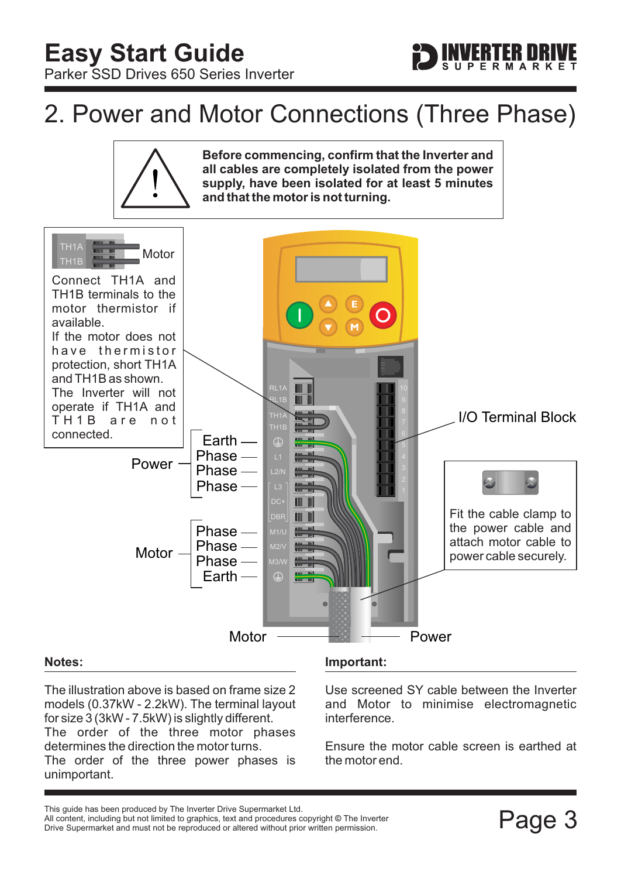# 2. Power and Motor Connections (Three Phase)

**Before commencing, confirm that the Inverter and all cables are completely isolated from the power supply, have been isolated for at least 5 minutes and that the motor is not turning.**

TH1A
TH1B
Motor

Connect TH1A and TH1B terminals to the motor thermistor if available.
If the motor does not have thermistor protection, short TH1A and TH1B as shown.
The Inverter will not operate if TH1A and TH1B are not connected.

Power: Earth, Phase, Phase, Phase

Motor: Phase, Phase, Phase, Earth

I/O Terminal Block

Fit the cable clamp to the power cable and attach motor cable to power cable securely.

Motor — Power

## Notes:

The illustration above is based on frame size 2 models (0.37kW - 2.2kW). The terminal layout for size 3 (3kW - 7.5kW) is slightly different.
The order of the three motor phases determines the direction the motor turns.
The order of the three power phases is unimportant.

## Important:

Use screened SY cable between the Inverter and Motor to minimise electromagnetic interference.

Ensure the motor cable screen is earthed at the motor end.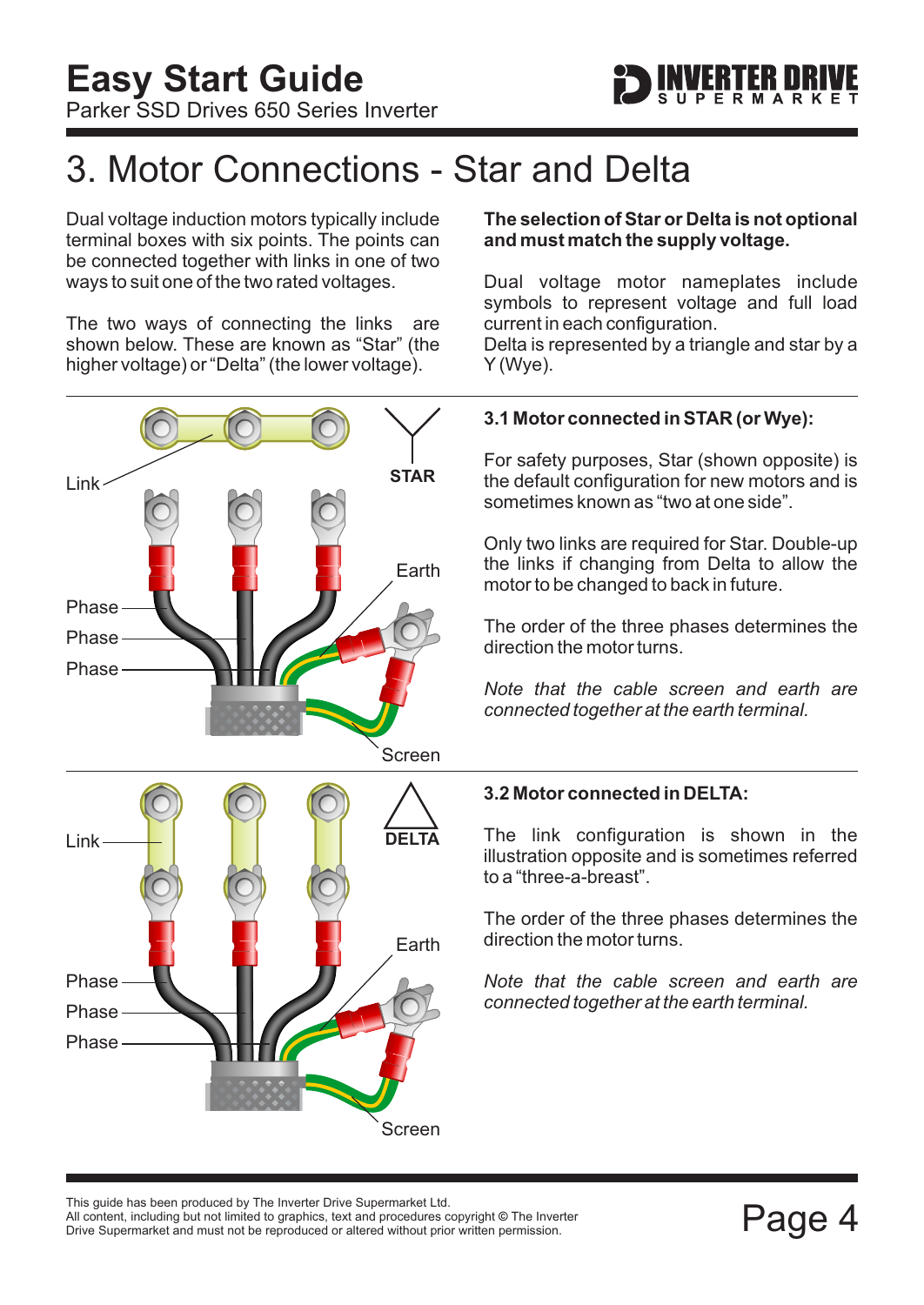# 3. Motor Connections - Star and Delta

Dual voltage induction motors typically include terminal boxes with six points. The points can be connected together with links in one of two ways to suit one of the two rated voltages.

The two ways of connecting the links are shown below. These are known as "Star" (the higher voltage) or "Delta" (the lower voltage).

**The selection of Star or Delta is not optional and must match the supply voltage.**

Dual voltage motor nameplates include symbols to represent voltage and full load current in each configuration.
Delta is represented by a triangle and star by a Y (Wye).

Link

STAR

Earth

Phase

Phase

Phase

Screen

### 3.1 Motor connected in STAR (or Wye):

For safety purposes, Star (shown opposite) is the default configuration for new motors and is sometimes known as "two at one side".

Only two links are required for Star. Double-up the links if changing from Delta to allow the motor to be changed to back in future.

The order of the three phases determines the direction the motor turns.

*Note that the cable screen and earth are connected together at the earth terminal.*

Link

DELTA

Earth

Phase

Phase

Phase

Screen

### 3.2 Motor connected in DELTA:

The link configuration is shown in the illustration opposite and is sometimes referred to a "three-a-breast".

The order of the three phases determines the direction the motor turns.

*Note that the cable screen and earth are connected together at the earth terminal.*

This guide has been produced by The Inverter Drive Supermarket Ltd.
All content, including but not limited to graphics, text and procedures copyright © The Inverter Drive Supermarket and must not be reproduced or altered without prior written permission.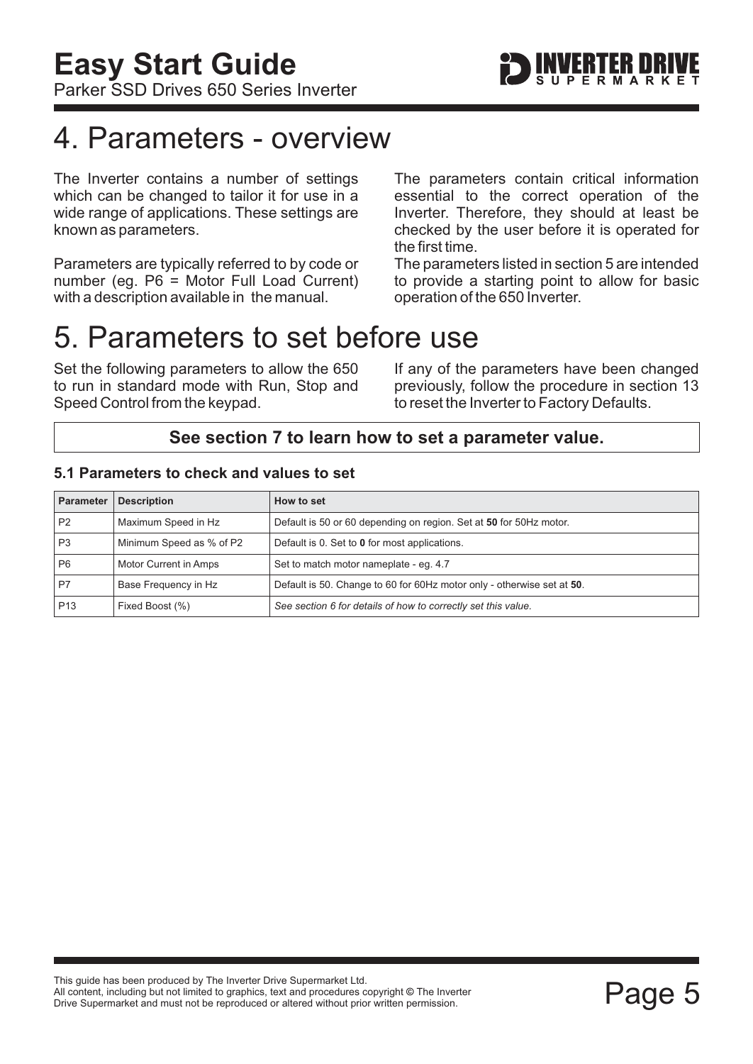# 4. Parameters - overview

The Inverter contains a number of settings which can be changed to tailor it for use in a wide range of applications. These settings are known as parameters.

Parameters are typically referred to by code or number (eg. P6 = Motor Full Load Current) with a description available in the manual.

The parameters contain critical information essential to the correct operation of the Inverter. Therefore, they should at least be checked by the user before it is operated for the first time.

The parameters listed in section 5 are intended to provide a starting point to allow for basic operation of the 650 Inverter.

# 5. Parameters to set before use

Set the following parameters to allow the 650 to run in standard mode with Run, Stop and Speed Control from the keypad.

If any of the parameters have been changed previously, follow the procedure in section 13 to reset the Inverter to Factory Defaults.

**See section 7 to learn how to set a parameter value.**

### 5.1 Parameters to check and values to set

| Parameter | Description | How to set |
|---|---|---|
| P2 | Maximum Speed in Hz | Default is 50 or 60 depending on region. Set at **50** for 50Hz motor. |
| P3 | Minimum Speed as % of P2 | Default is 0. Set to **0** for most applications. |
| P6 | Motor Current in Amps | Set to match motor nameplate - eg. 4.7 |
| P7 | Base Frequency in Hz | Default is 50. Change to 60 for 60Hz motor only - otherwise set at **50**. |
| P13 | Fixed Boost (%) | *See section 6 for details of how to correctly set this value.* |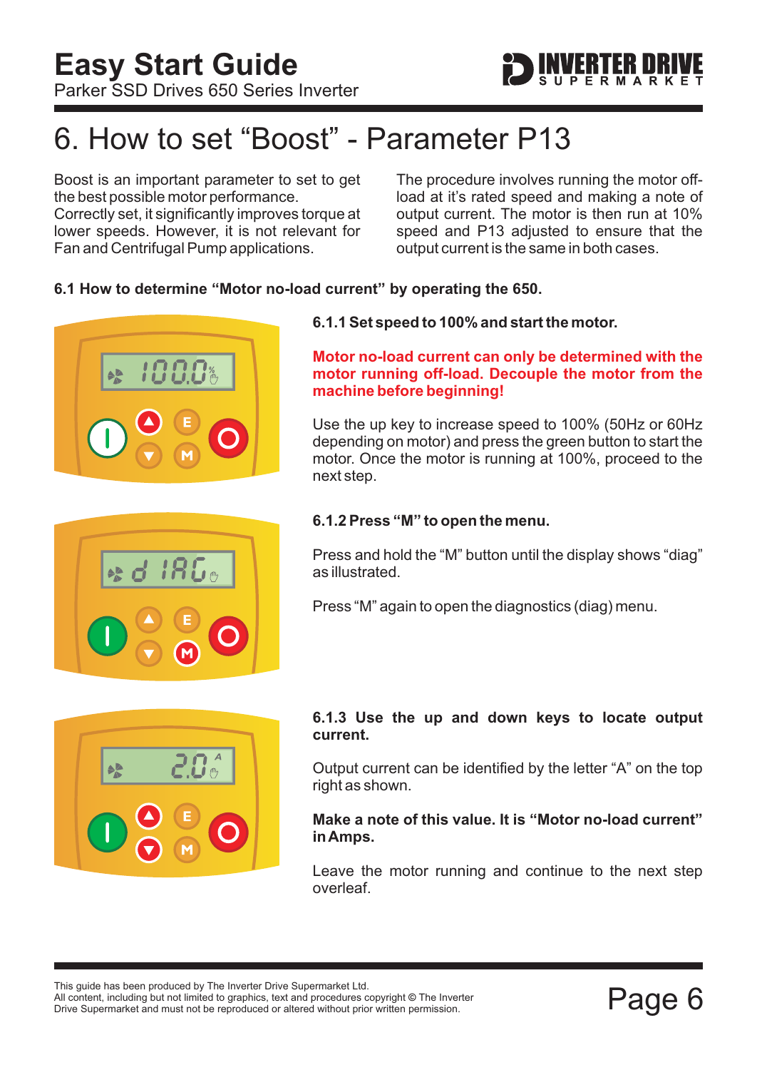# 6. How to set “Boost” - Parameter P13

Boost is an important parameter to set to get the best possible motor performance. Correctly set, it significantly improves torque at lower speeds. However, it is not relevant for Fan and Centrifugal Pump applications.

The procedure involves running the motor off-load at it’s rated speed and making a note of output current. The motor is then run at 10% speed and P13 adjusted to ensure that the output current is the same in both cases.

### 6.1 How to determine “Motor no-load current” by operating the 650.

#### 6.1.1 Set speed to 100% and start the motor.

**Motor no-load current can only be determined with the motor running off-load. Decouple the motor from the machine before beginning!**

Use the up key to increase speed to 100% (50Hz or 60Hz depending on motor) and press the green button to start the motor. Once the motor is running at 100%, proceed to the next step.

#### 6.1.2 Press “M” to open the menu.

Press and hold the “M” button until the display shows “diag” as illustrated.

Press “M” again to open the diagnostics (diag) menu.

#### 6.1.3 Use the up and down keys to locate output current.

Output current can be identified by the letter “A” on the top right as shown.

**Make a note of this value. It is “Motor no-load current” in Amps.**

Leave the motor running and continue to the next step overleaf.

This guide has been produced by The Inverter Drive Supermarket Ltd.
All content, including but not limited to graphics, text and procedures copyright © The Inverter Drive Supermarket and must not be reproduced or altered without prior written permission.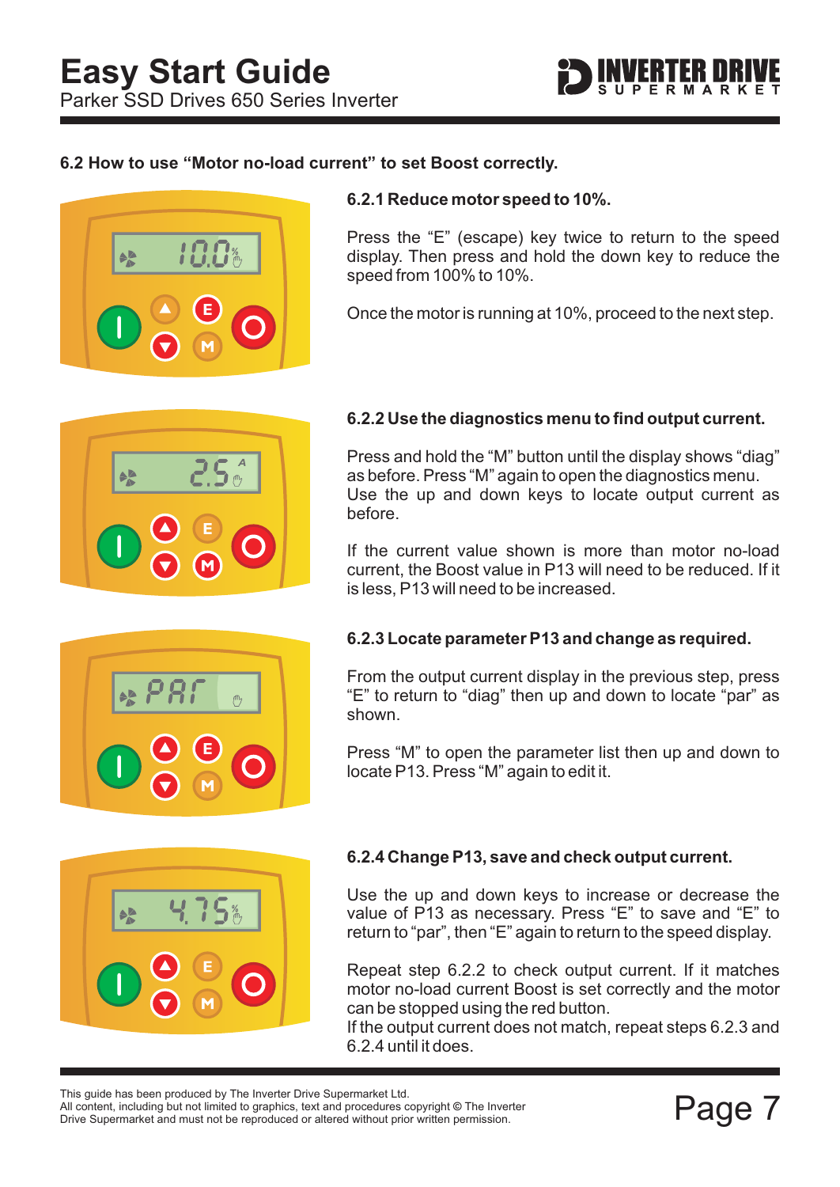## 6.2 How to use "Motor no-load current" to set Boost correctly.

### 6.2.1 Reduce motor speed to 10%.

Press the "E" (escape) key twice to return to the speed display. Then press and hold the down key to reduce the speed from 100% to 10%.

Once the motor is running at 10%, proceed to the next step.

### 6.2.2 Use the diagnostics menu to find output current.

Press and hold the "M" button until the display shows "diag" as before. Press "M" again to open the diagnostics menu. Use the up and down keys to locate output current as before.

If the current value shown is more than motor no-load current, the Boost value in P13 will need to be reduced. If it is less, P13 will need to be increased.

### 6.2.3 Locate parameter P13 and change as required.

From the output current display in the previous step, press "E" to return to "diag" then up and down to locate "par" as shown.

Press "M" to open the parameter list then up and down to locate P13. Press "M" again to edit it.

### 6.2.4 Change P13, save and check output current.

Use the up and down keys to increase or decrease the value of P13 as necessary. Press "E" to save and "E" to return to "par", then "E" again to return to the speed display.

Repeat step 6.2.2 to check output current. If it matches motor no-load current Boost is set correctly and the motor can be stopped using the red button.
If the output current does not match, repeat steps 6.2.3 and 6.2.4 until it does.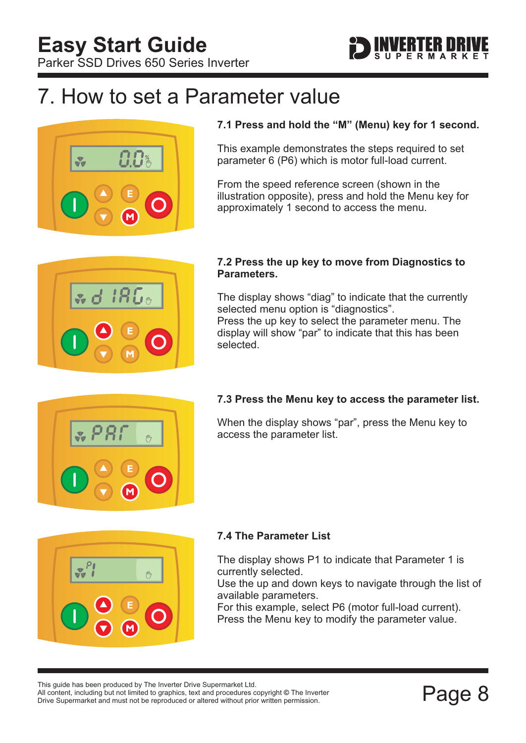# 7. How to set a Parameter value

### 7.1 Press and hold the "M" (Menu) key for 1 second.

This example demonstrates the steps required to set parameter 6 (P6) which is motor full-load current.

From the speed reference screen (shown in the illustration opposite), press and hold the Menu key for approximately 1 second to access the menu.

### 7.2 Press the up key to move from Diagnostics to Parameters.

The display shows "diag" to indicate that the currently selected menu option is "diagnostics".
Press the up key to select the parameter menu. The display will show "par" to indicate that this has been selected.

### 7.3 Press the Menu key to access the parameter list.

When the display shows "par", press the Menu key to access the parameter list.

### 7.4 The Parameter List

The display shows P1 to indicate that Parameter 1 is currently selected.
Use the up and down keys to navigate through the list of available parameters.
For this example, select P6 (motor full-load current).
Press the Menu key to modify the parameter value.

This guide has been produced by The Inverter Drive Supermarket Ltd.
All content, including but not limited to graphics, text and procedures copyright © The Inverter Drive Supermarket and must not be reproduced or altered without prior written permission.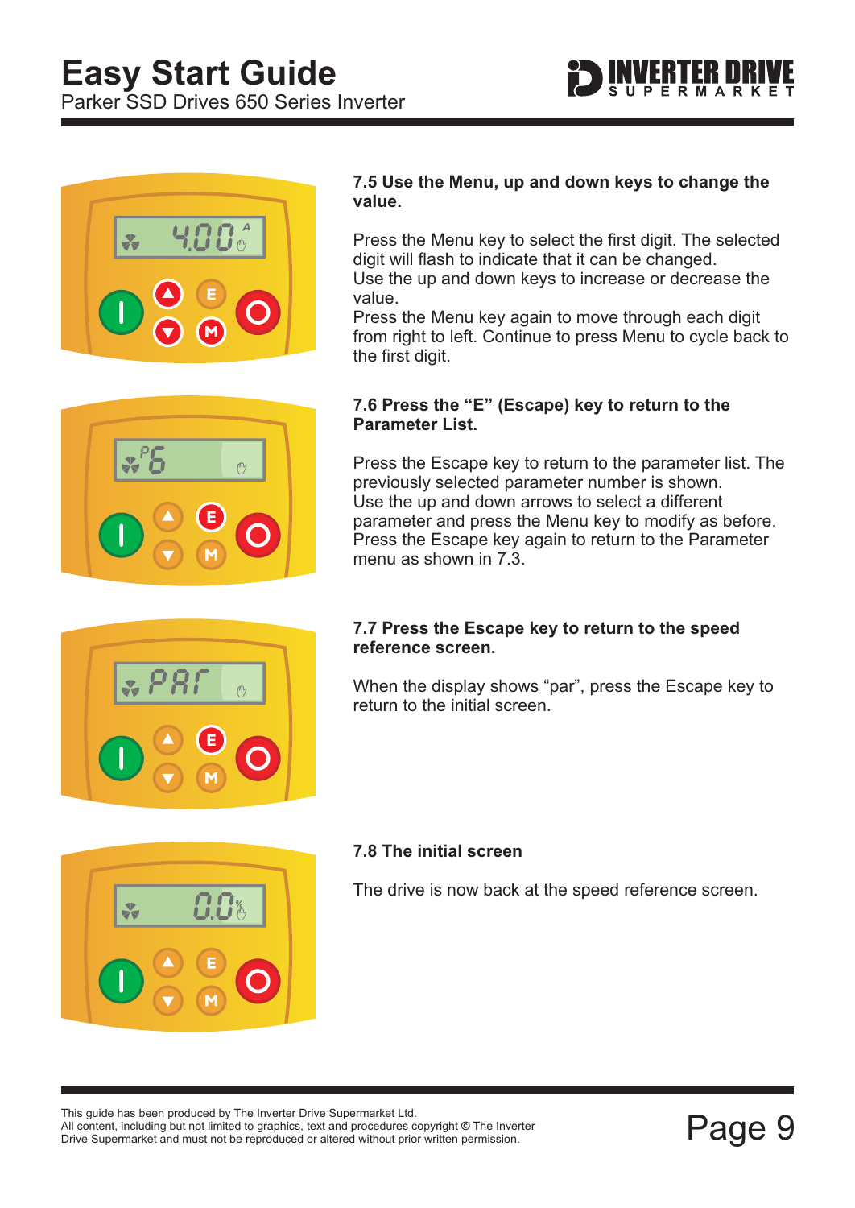### 7.5 Use the Menu, up and down keys to change the value.

Press the Menu key to select the first digit. The selected digit will flash to indicate that it can be changed.
Use the up and down keys to increase or decrease the value.
Press the Menu key again to move through each digit from right to left. Continue to press Menu to cycle back to the first digit.

### 7.6 Press the "E" (Escape) key to return to the Parameter List.

Press the Escape key to return to the parameter list. The previously selected parameter number is shown.
Use the up and down arrows to select a different parameter and press the Menu key to modify as before.
Press the Escape key again to return to the Parameter menu as shown in 7.3.

### 7.7 Press the Escape key to return to the speed reference screen.

When the display shows "par", press the Escape key to return to the initial screen.

### 7.8 The initial screen

The drive is now back at the speed reference screen.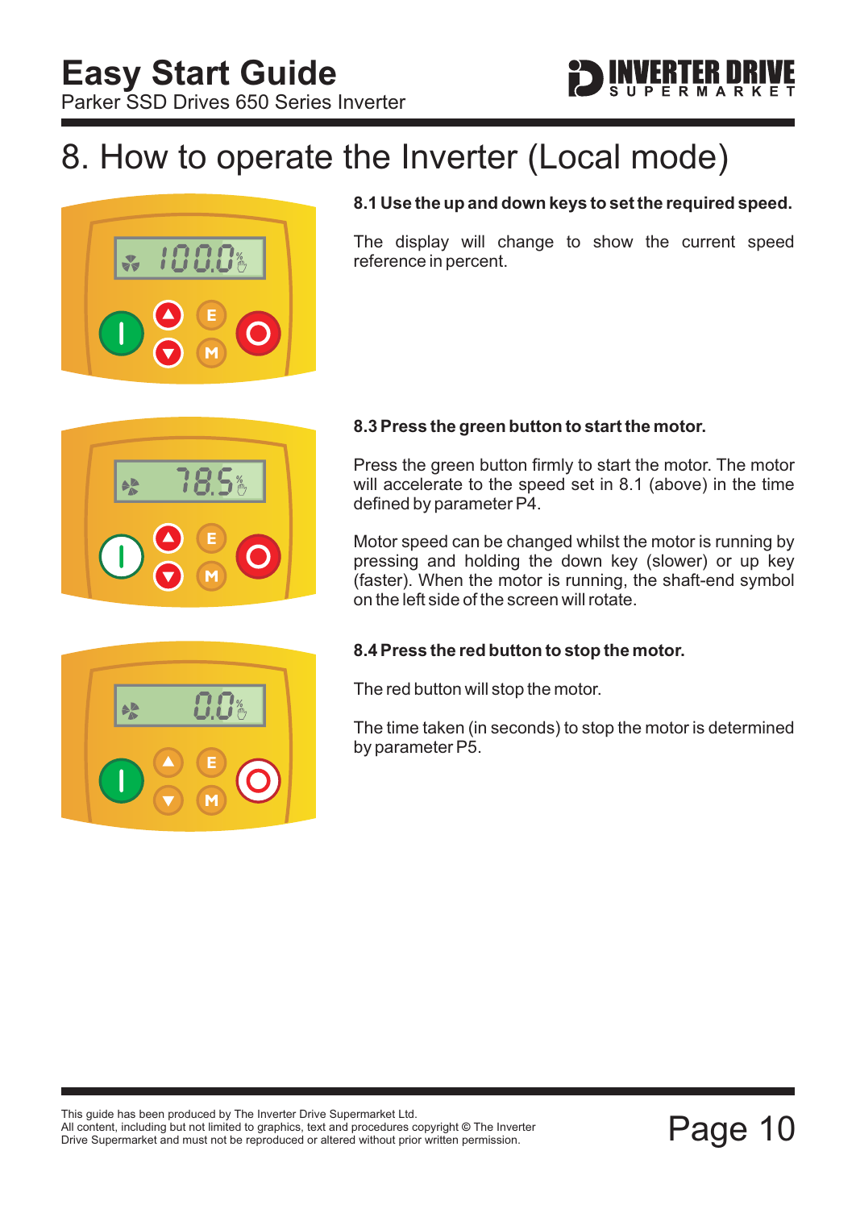# 8. How to operate the Inverter (Local mode)

**8.1 Use the up and down keys to set the required speed.**

The display will change to show the current speed reference in percent.

**8.3 Press the green button to start the motor.**

Press the green button firmly to start the motor. The motor will accelerate to the speed set in 8.1 (above) in the time defined by parameter P4.

Motor speed can be changed whilst the motor is running by pressing and holding the down key (slower) or up key (faster). When the motor is running, the shaft-end symbol on the left side of the screen will rotate.

**8.4 Press the red button to stop the motor.**

The red button will stop the motor.

The time taken (in seconds) to stop the motor is determined by parameter P5.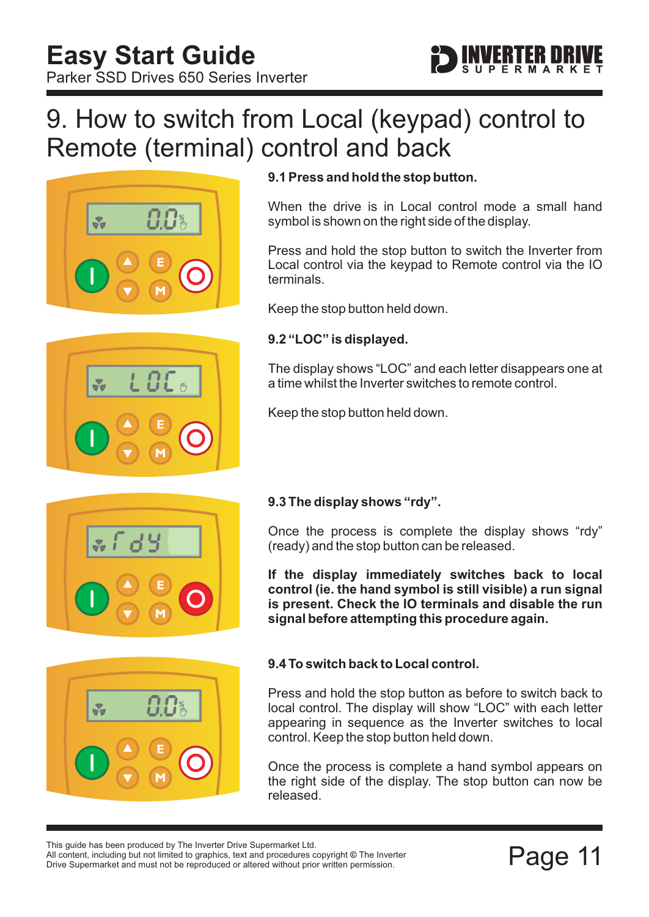# 9. How to switch from Local (keypad) control to Remote (terminal) control and back

### 9.1 Press and hold the stop button.

When the drive is in Local control mode a small hand symbol is shown on the right side of the display.

Press and hold the stop button to switch the Inverter from Local control via the keypad to Remote control via the IO terminals.

Keep the stop button held down.

### 9.2 "LOC" is displayed.

The display shows "LOC" and each letter disappears one at a time whilst the Inverter switches to remote control.

Keep the stop button held down.

### 9.3 The display shows "rdy".

Once the process is complete the display shows "rdy" (ready) and the stop button can be released.

**If the display immediately switches back to local control (ie. the hand symbol is still visible) a run signal is present. Check the IO terminals and disable the run signal before attempting this procedure again.**

### 9.4 To switch back to Local control.

Press and hold the stop button as before to switch back to local control. The display will show "LOC" with each letter appearing in sequence as the Inverter switches to local control. Keep the stop button held down.

Once the process is complete a hand symbol appears on the right side of the display. The stop button can now be released.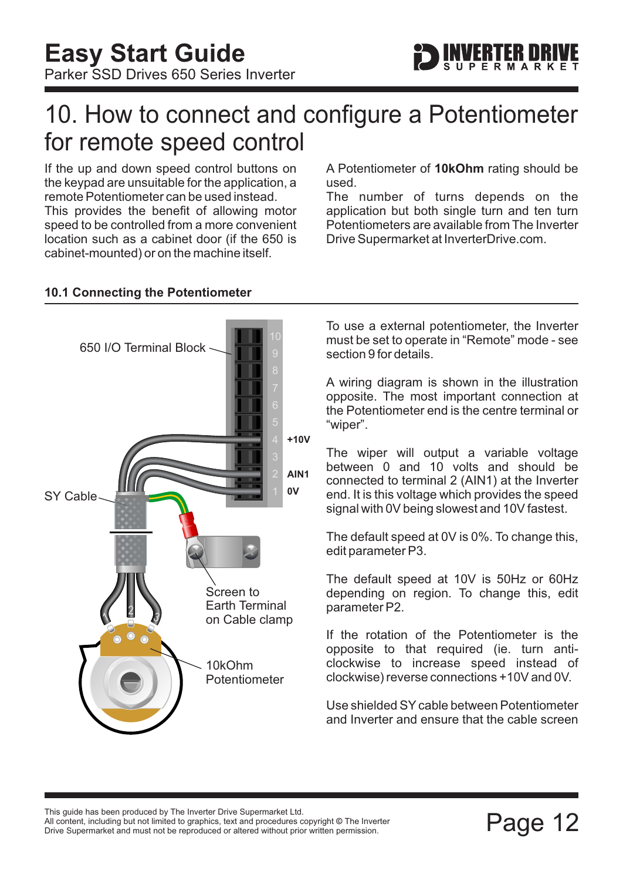# 10. How to connect and configure a Potentiometer for remote speed control

If the up and down speed control buttons on the keypad are unsuitable for the application, a remote Potentiometer can be used instead. This provides the benefit of allowing motor speed to be controlled from a more convenient location such as a cabinet door (if the 650 is cabinet-mounted) or on the machine itself.

A Potentiometer of **10kOhm** rating should be used.
The number of turns depends on the application but both single turn and ten turn Potentiometers are available from The Inverter Drive Supermarket at InverterDrive.com.

### 10.1 Connecting the Potentiometer

650 I/O Terminal Block

10 9 8 7 6 5 4 3 2 1

+10V

AIN1

0V

SY Cable

Screen to Earth Terminal on Cable clamp

10kOhm Potentiometer

To use a external potentiometer, the Inverter must be set to operate in “Remote” mode - see section 9 for details.

A wiring diagram is shown in the illustration opposite. The most important connection at the Potentiometer end is the centre terminal or “wiper”.

The wiper will output a variable voltage between 0 and 10 volts and should be connected to terminal 2 (AIN1) at the Inverter end. It is this voltage which provides the speed signal with 0V being slowest and 10V fastest.

The default speed at 0V is 0%. To change this, edit parameter P3.

The default speed at 10V is 50Hz or 60Hz depending on region. To change this, edit parameter P2.

If the rotation of the Potentiometer is the opposite to that required (ie. turn anti-clockwise to increase speed instead of clockwise) reverse connections +10V and 0V.

Use shielded SY cable between Potentiometer and Inverter and ensure that the cable screen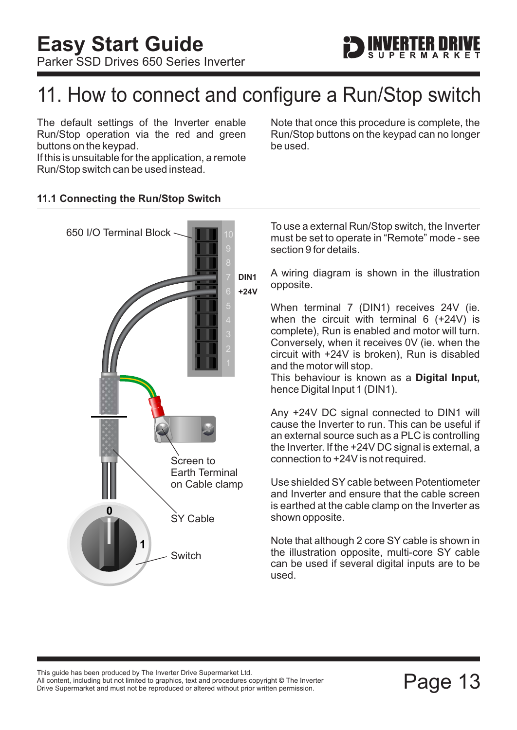# 11. How to connect and configure a Run/Stop switch

The default settings of the Inverter enable Run/Stop operation via the red and green buttons on the keypad.
If this is unsuitable for the application, a remote Run/Stop switch can be used instead.

Note that once this procedure is complete, the Run/Stop buttons on the keypad can no longer be used.

### 11.1 Connecting the Run/Stop Switch

650 I/O Terminal Block

DIN1
+24V

Screen to Earth Terminal on Cable clamp

SY Cable

Switch

To use a external Run/Stop switch, the Inverter must be set to operate in "Remote" mode - see section 9 for details.

A wiring diagram is shown in the illustration opposite.

When terminal 7 (DIN1) receives 24V (ie. when the circuit with terminal 6 (+24V) is complete), Run is enabled and motor will turn. Conversely, when it receives 0V (ie. when the circuit with +24V is broken), Run is disabled and the motor will stop.
This behaviour is known as a **Digital Input,** hence Digital Input 1 (DIN1).

Any +24V DC signal connected to DIN1 will cause the Inverter to run. This can be useful if an external source such as a PLC is controlling the Inverter. If the +24V DC signal is external, a connection to +24V is not required.

Use shielded SY cable between Potentiometer and Inverter and ensure that the cable screen is earthed at the cable clamp on the Inverter as shown opposite.

Note that although 2 core SY cable is shown in the illustration opposite, multi-core SY cable can be used if several digital inputs are to be used.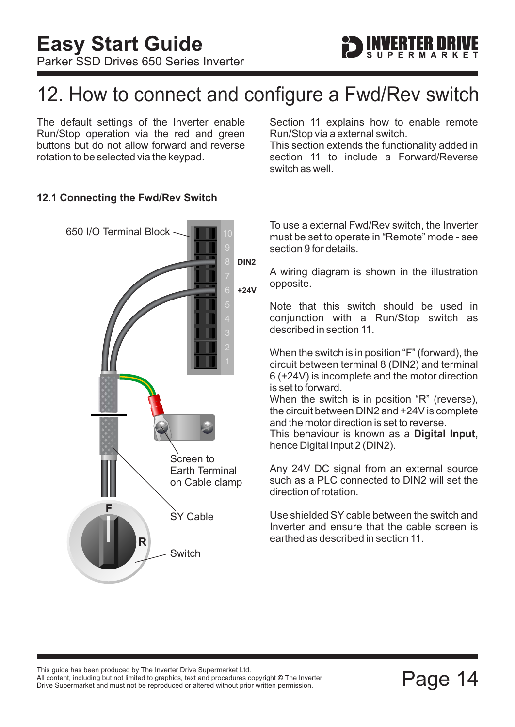# 12. How to connect and configure a Fwd/Rev switch

The default settings of the Inverter enable Run/Stop operation via the red and green buttons but do not allow forward and reverse rotation to be selected via the keypad.

Section 11 explains how to enable remote Run/Stop via a external switch.
This section extends the functionality added in section 11 to include a Forward/Reverse switch as well.

### 12.1 Connecting the Fwd/Rev Switch

650 I/O Terminal Block

DIN2

+24V

Screen to Earth Terminal on Cable clamp

SY Cable

Switch

To use a external Fwd/Rev switch, the Inverter must be set to operate in "Remote" mode - see section 9 for details.

A wiring diagram is shown in the illustration opposite.

Note that this switch should be used in conjunction with a Run/Stop switch as described in section 11.

When the switch is in position "F" (forward), the circuit between terminal 8 (DIN2) and terminal 6 (+24V) is incomplete and the motor direction is set to forward.
When the switch is in position "R" (reverse), the circuit between DIN2 and +24V is complete and the motor direction is set to reverse.
This behaviour is known as a **Digital Input,** hence Digital Input 2 (DIN2).

Any 24V DC signal from an external source such as a PLC connected to DIN2 will set the direction of rotation.

Use shielded SY cable between the switch and Inverter and ensure that the cable screen is earthed as described in section 11.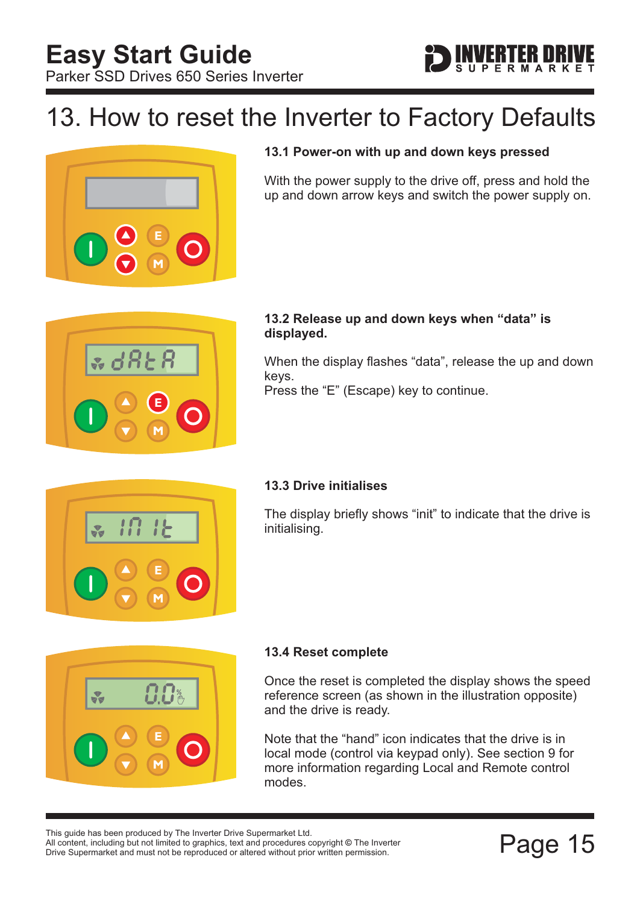# 13. How to reset the Inverter to Factory Defaults

### 13.1 Power-on with up and down keys pressed

With the power supply to the drive off, press and hold the up and down arrow keys and switch the power supply on.

### 13.2 Release up and down keys when "data" is displayed.

When the display flashes "data", release the up and down keys.
Press the "E" (Escape) key to continue.

### 13.3 Drive initialises

The display briefly shows "init" to indicate that the drive is initialising.

### 13.4 Reset complete

Once the reset is completed the display shows the speed reference screen (as shown in the illustration opposite) and the drive is ready.

Note that the "hand" icon indicates that the drive is in local mode (control via keypad only). See section 9 for more information regarding Local and Remote control modes.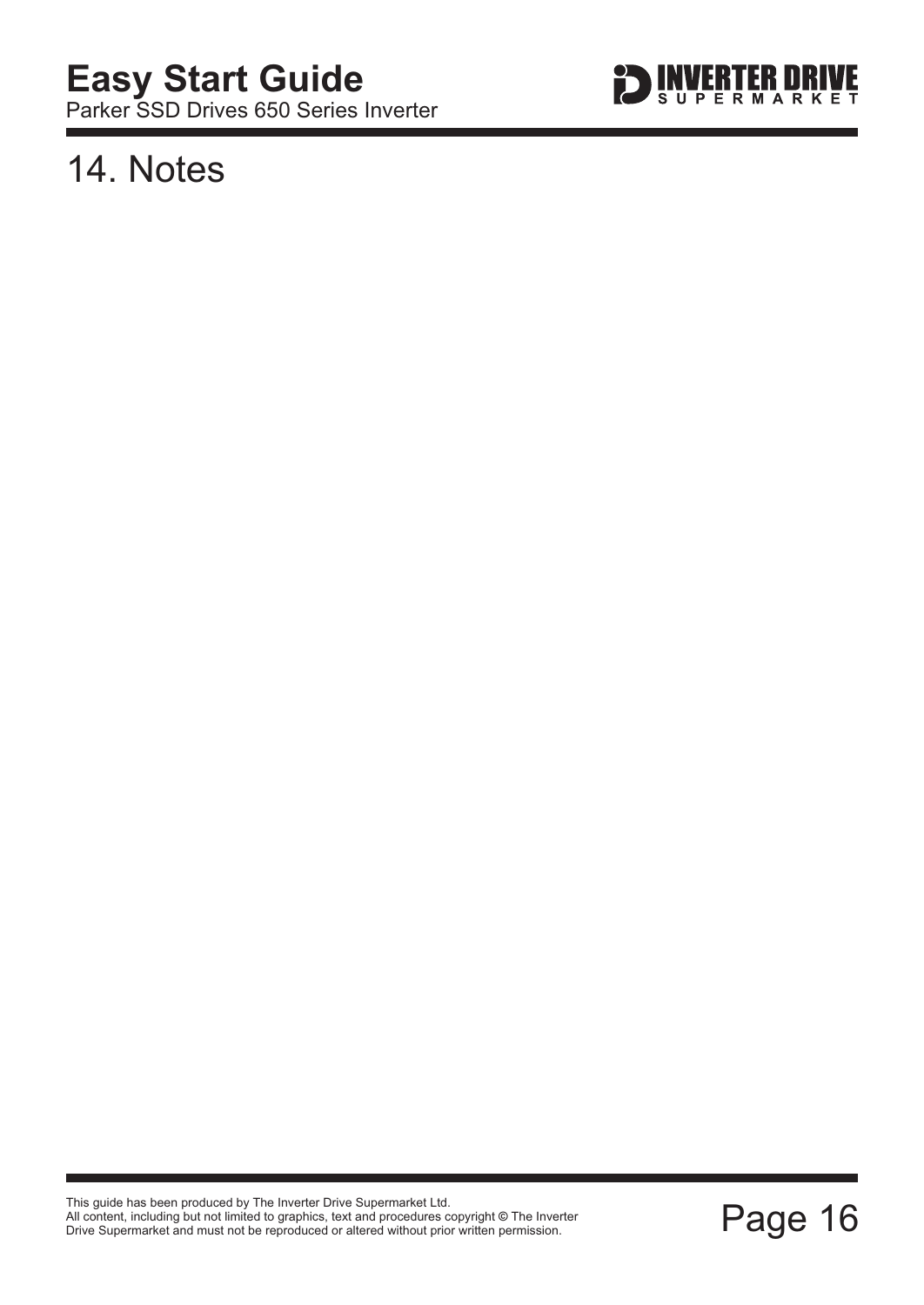# 14. Notes